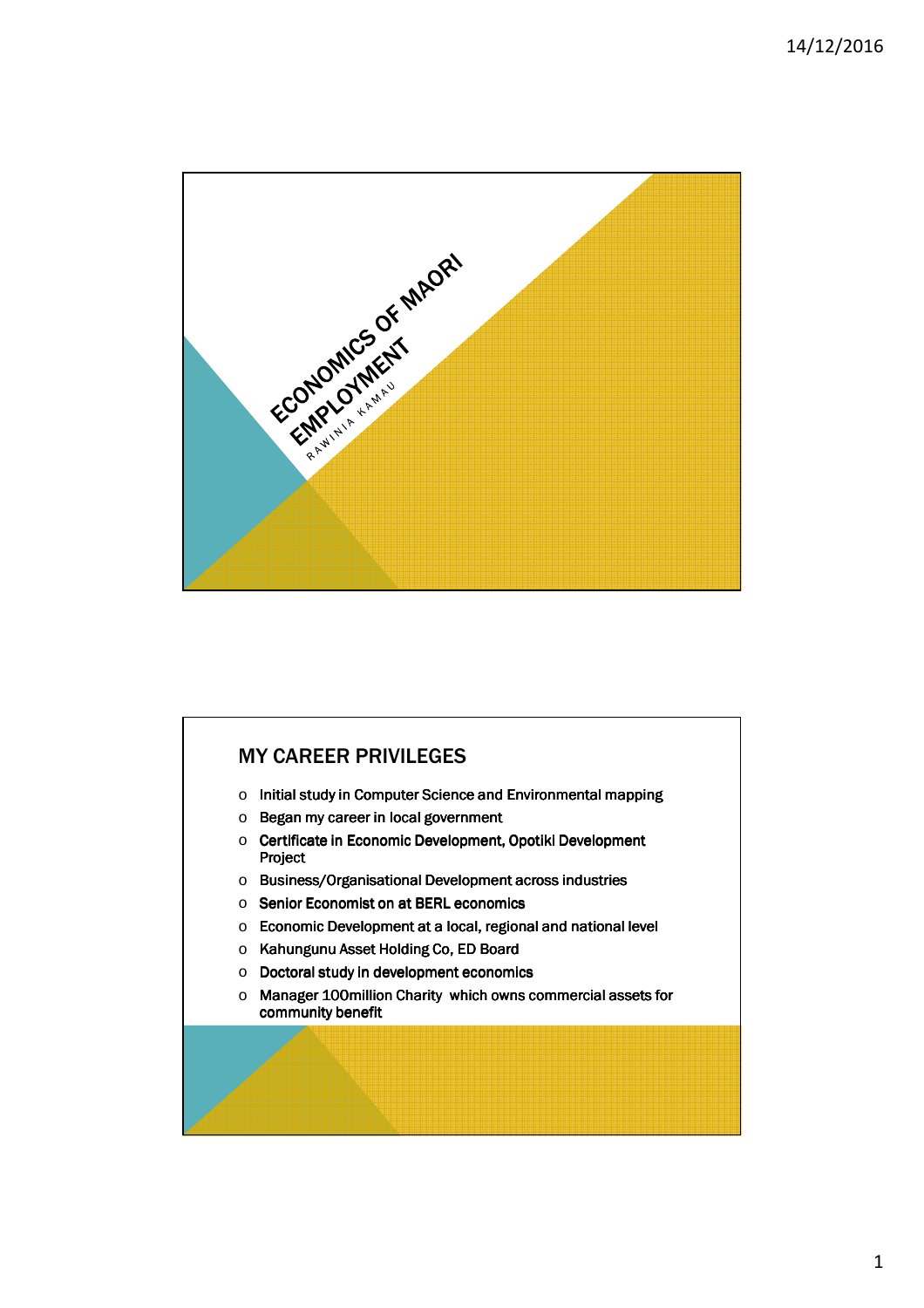# ECONOMICS OF MAORI EMPLOYMENT

RAWINIA KAMAU

## MY CAREER PRIVILEGES

- Initial study in Computer Science and Environmental mapping
- Began my career in local government
- Certificate in Economic Development, Opotiki Development Project
- Business/Organisational Development across industries
- Senior Economist on at BERL economics
- Economic Development at a local, regional and national level
- Kahungunu Asset Holding Co, ED Board
- Doctoral study in development economics
- Manager 100million Charity which owns commercial assets for community benefit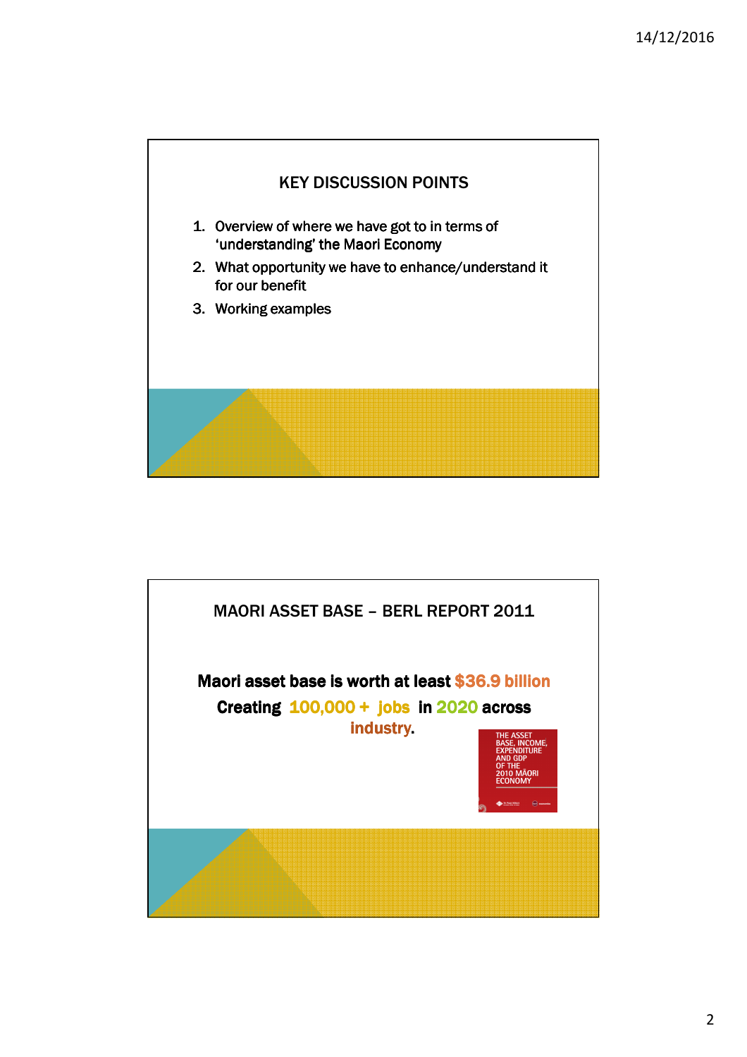## KEY DISCUSSION POINTS

1. Overview of where we have got to in terms of 'understanding' the Maori Economy
2. What opportunity we have to enhance/understand it for our benefit
3. Working examples

## MAORI ASSET BASE – BERL REPORT 2011

**Maori asset base is worth at least $36.9 billion**

**Creating 100,000 + jobs in 2020 across industry.**

THE ASSET BASE, INCOME, EXPENDITURE AND GDP OF THE 2010 MĀORI ECONOMY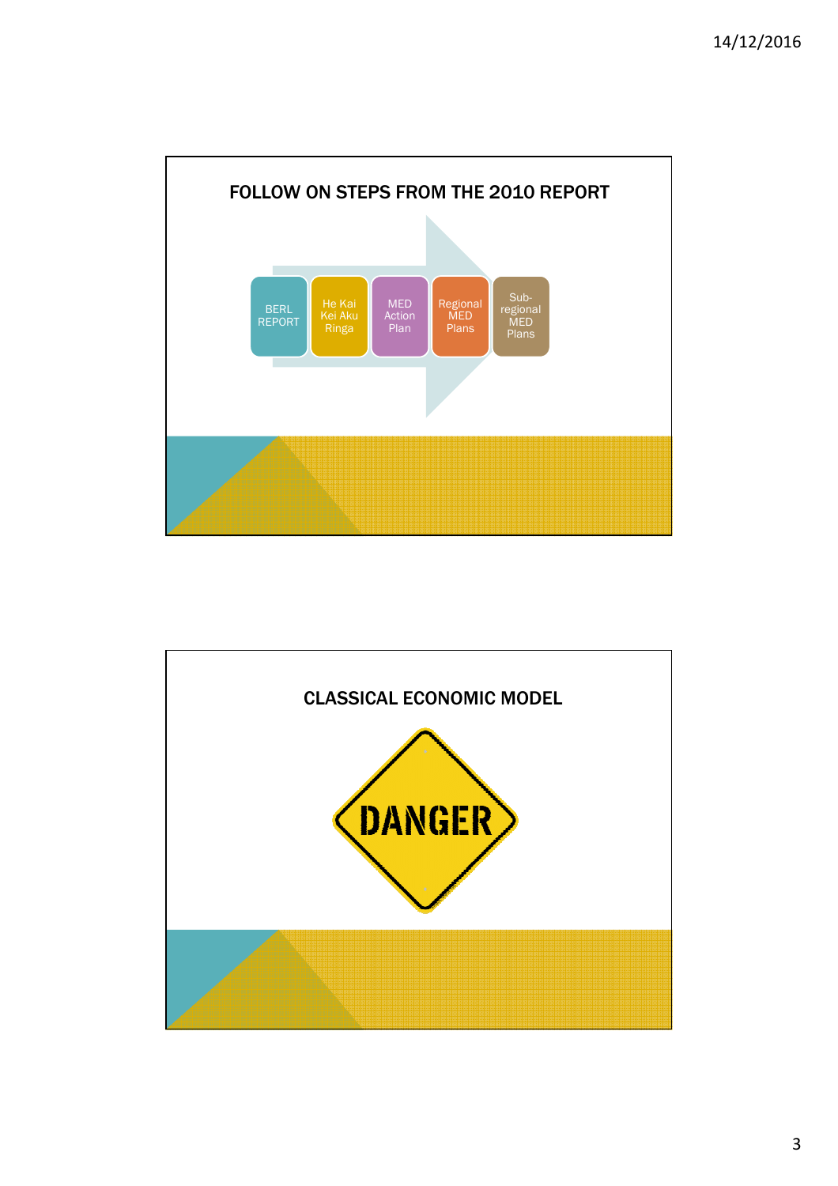## FOLLOW ON STEPS FROM THE 2010 REPORT

- BERL REPORT
- He Kai Kei Aku Ringa
- MED Action Plan
- Regional MED Plans
- Sub-regional MED Plans

## CLASSICAL ECONOMIC MODEL

DANGER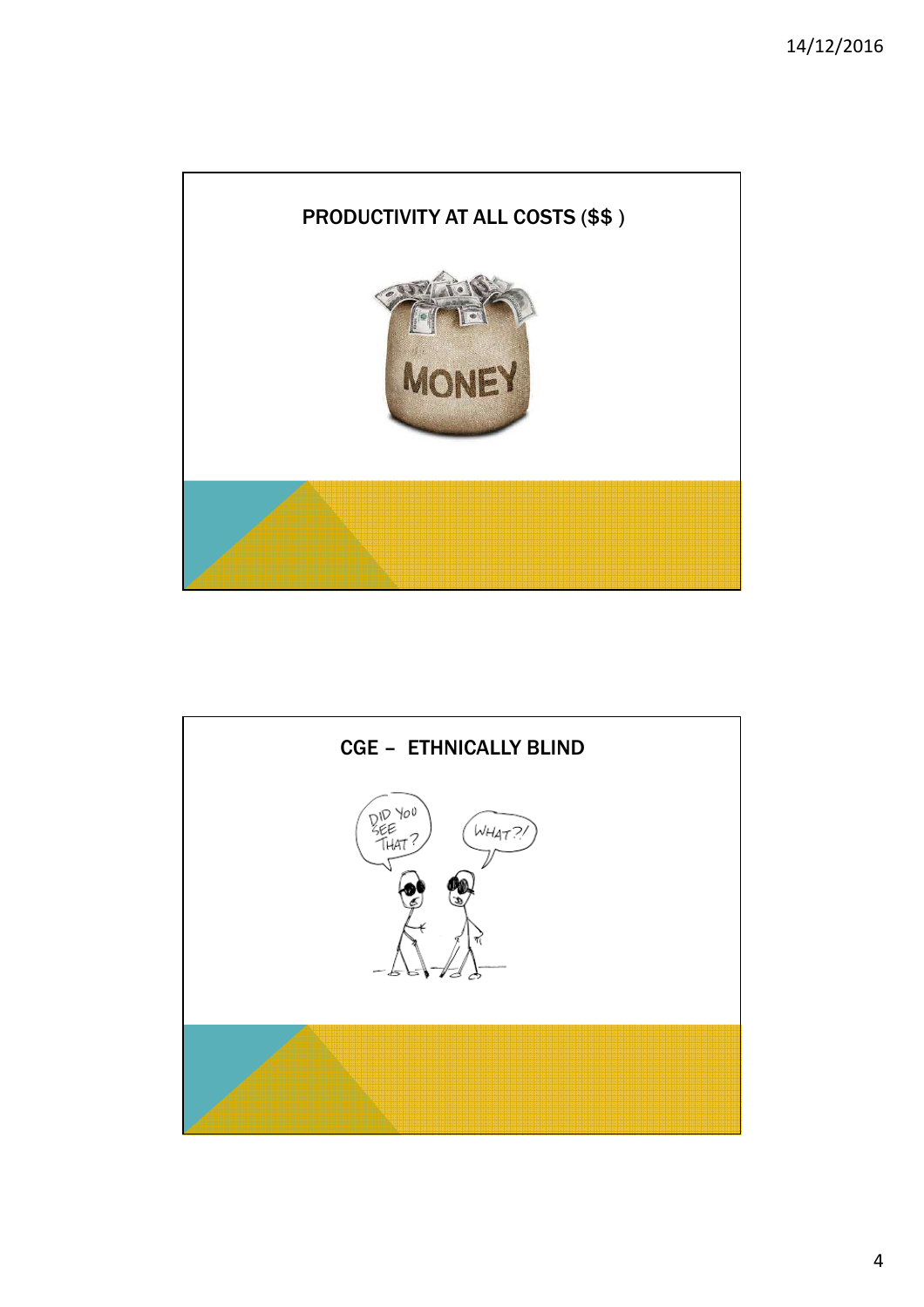## PRODUCTIVITY AT ALL COSTS ($$ )

## CGE – ETHNICALLY BLIND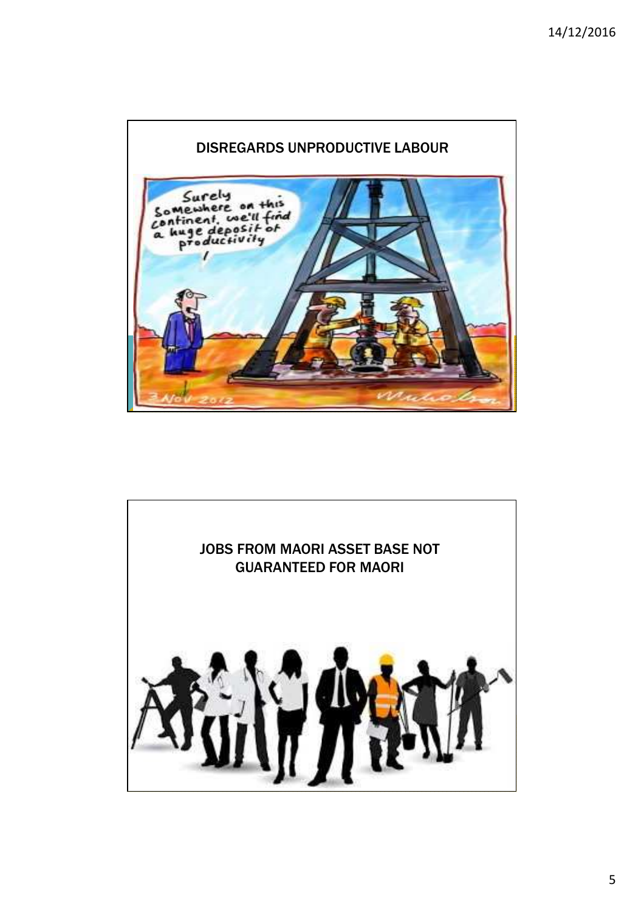## DISREGARDS UNPRODUCTIVE LABOUR

## JOBS FROM MAORI ASSET BASE NOT GUARANTEED FOR MAORI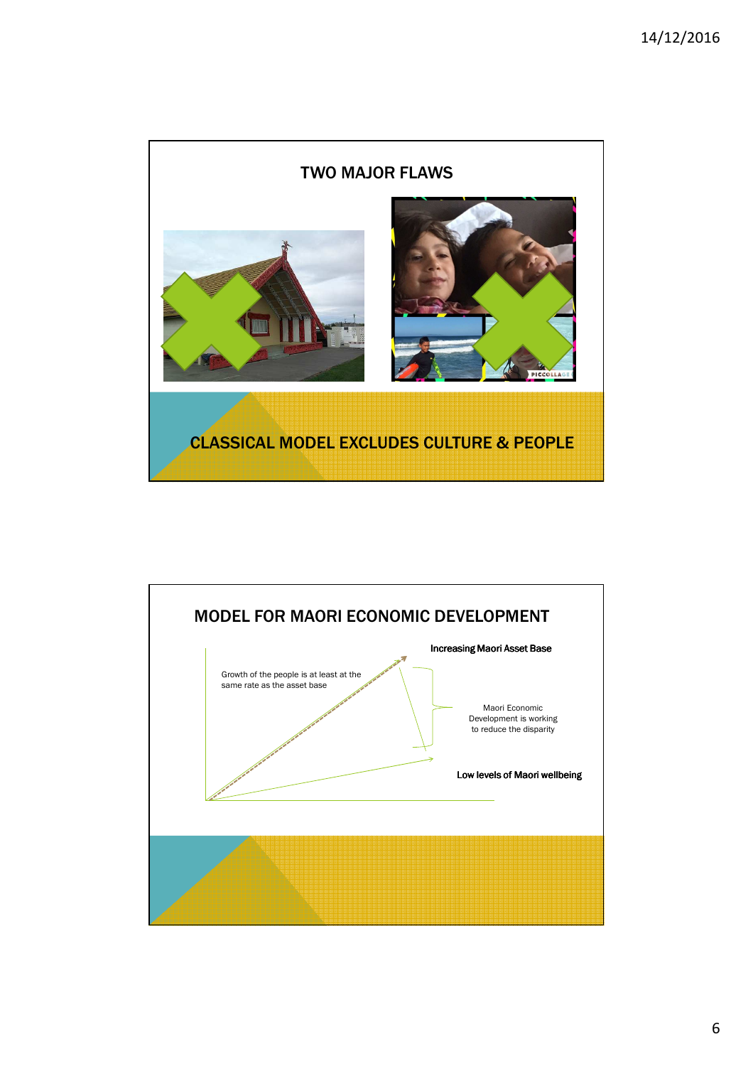## TWO MAJOR FLAWS

CLASSICAL MODEL EXCLUDES CULTURE & PEOPLE

## MODEL FOR MAORI ECONOMIC DEVELOPMENT

Increasing Maori Asset Base

Growth of the people is at least at the same rate as the asset base

Maori Economic Development is working to reduce the disparity

Low levels of Maori wellbeing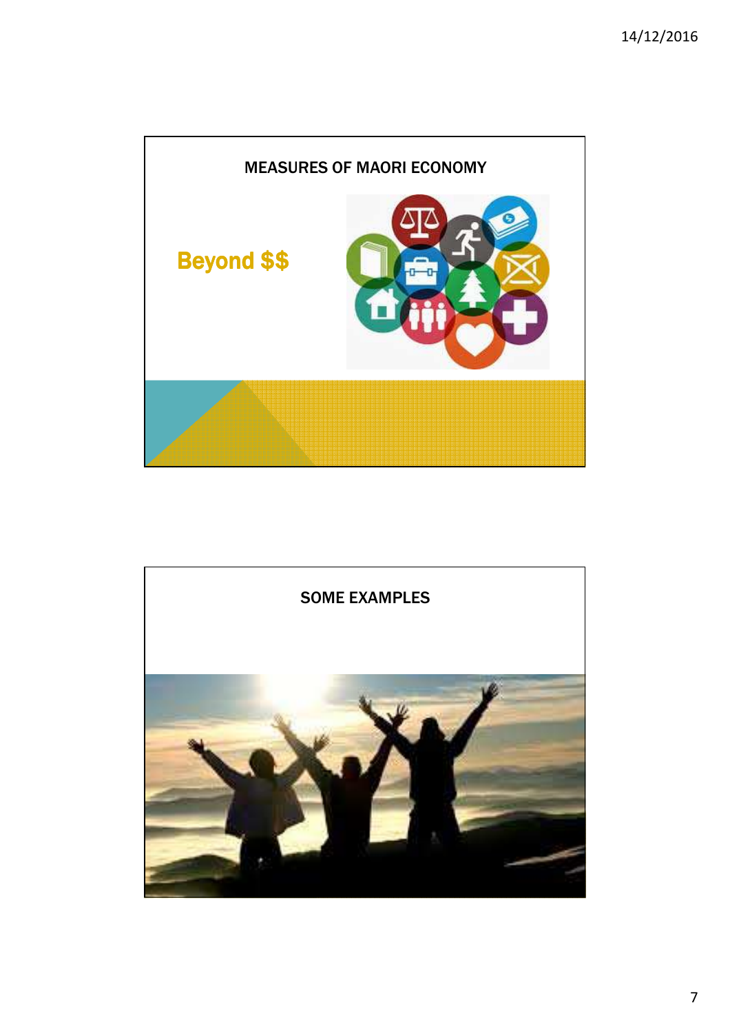## MEASURES OF MAORI ECONOMY

**Beyond $$**

## SOME EXAMPLES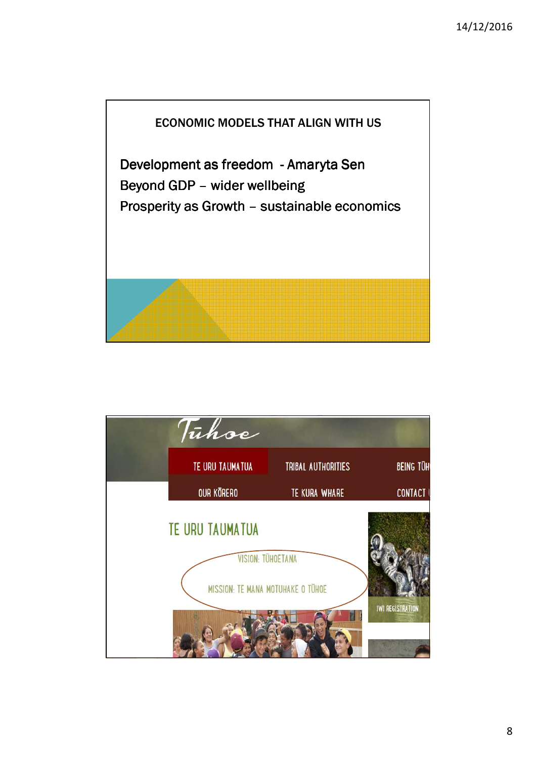## ECONOMIC MODELS THAT ALIGN WITH US

Development as freedom - Amaryta Sen

Beyond GDP – wider wellbeing

Prosperity as Growth – sustainable economics

---

Tūhoe

TE URU TAUMATUA | TRIBAL AUTHORITIES | BEING TŪH

OUR KŌRERO | TE KURA WHARE | CONTACT

## TE URU TAUMATUA

VISION: TŪHOETANA

MISSION: TE MANA MOTUHAKE O TŪHOE

IWI REGISTRATION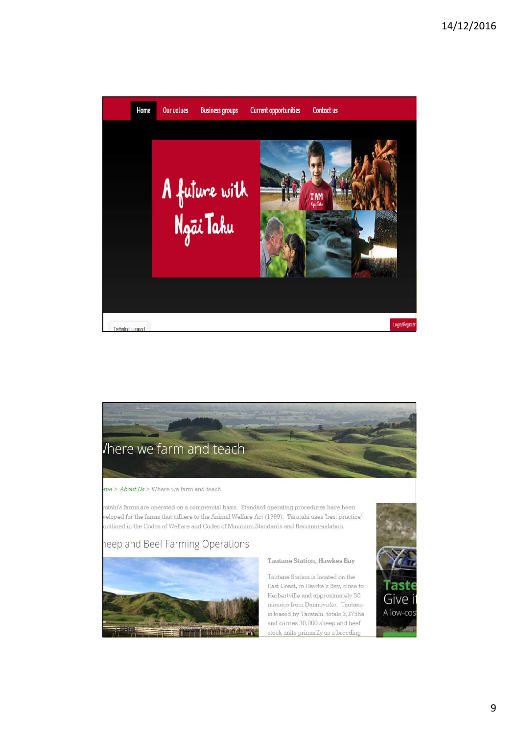Home | Our values | Business groups | Current opportunities | Contact us

A future with Ngāi Tahu

Technical support

Login/Register

## /here we farm and teach

ıme > About Us > Where we farm and teach

aratahi's farms are operated on a commercial basis. Standard operating procedures have been veloped for the farms that adhere to the Animal Welfare Act (1999). Taratahi uses 'best practice' outlined in the Codes of Welfare and Codes of Minimum Standards and Recommendation.

### heep and Beef Farming Operations

**Tautane Station, Hawkes Bay**

Tautane Station is located on the East Coast, in Hawke's Bay, close to Herbertville and approximately 50 minutes from Dannevirke. Tautane is leased by Taratahi, totals 3,375ha and carries 30,000 sheep and beef stock units primarily as a breeding

Taste
Give i
A low-cos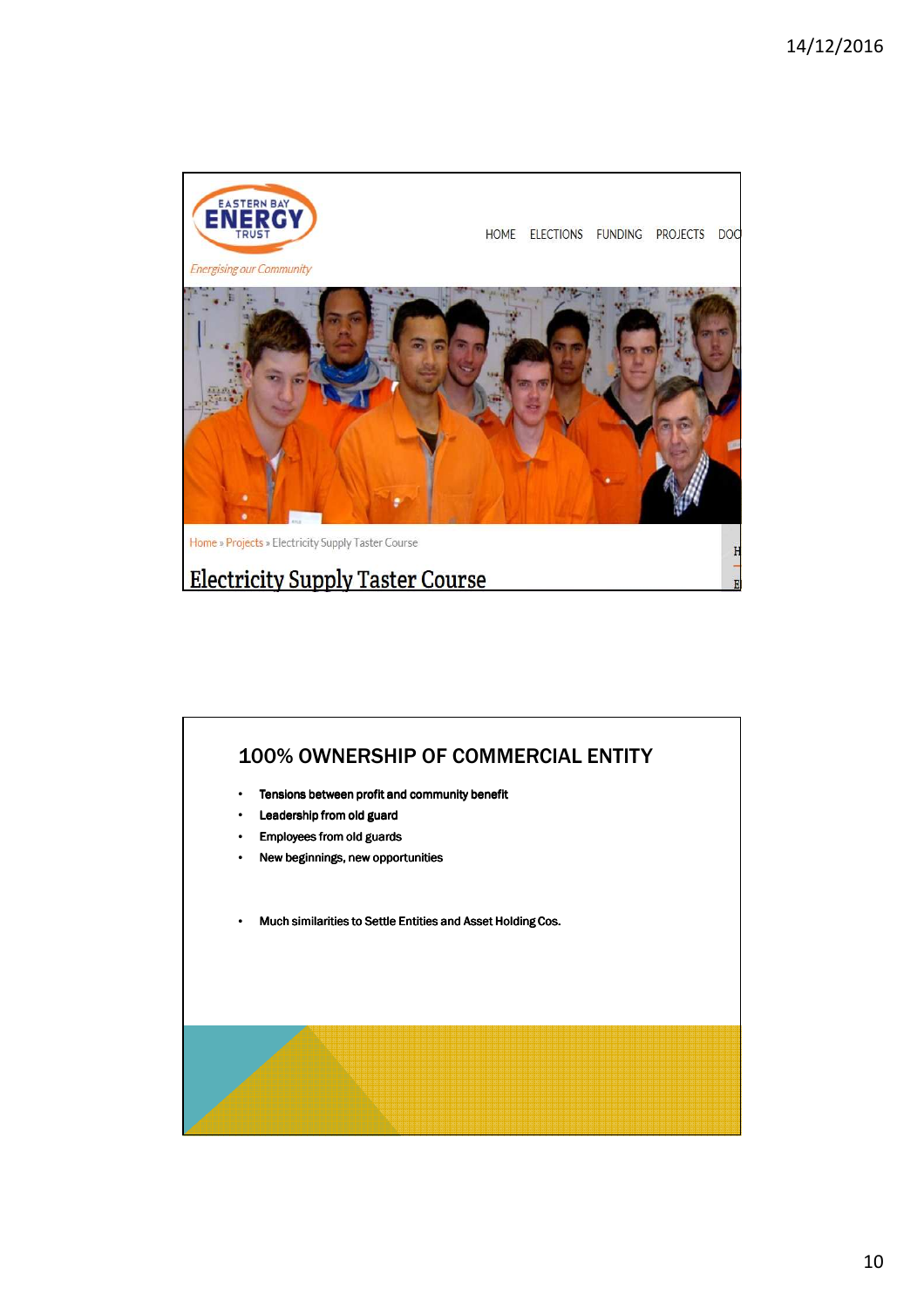EASTERN BAY ENERGY TRUST

*Energising our Community*

HOME ELECTIONS FUNDING PROJECTS DOC

Home » Projects » Electricity Supply Taster Course

# Electricity Supply Taster Course

## 100% OWNERSHIP OF COMMERCIAL ENTITY

- Tensions between profit and community benefit
- Leadership from old guard
- Employees from old guards
- New beginnings, new opportunities

- Much similarities to Settle Entities and Asset Holding Cos.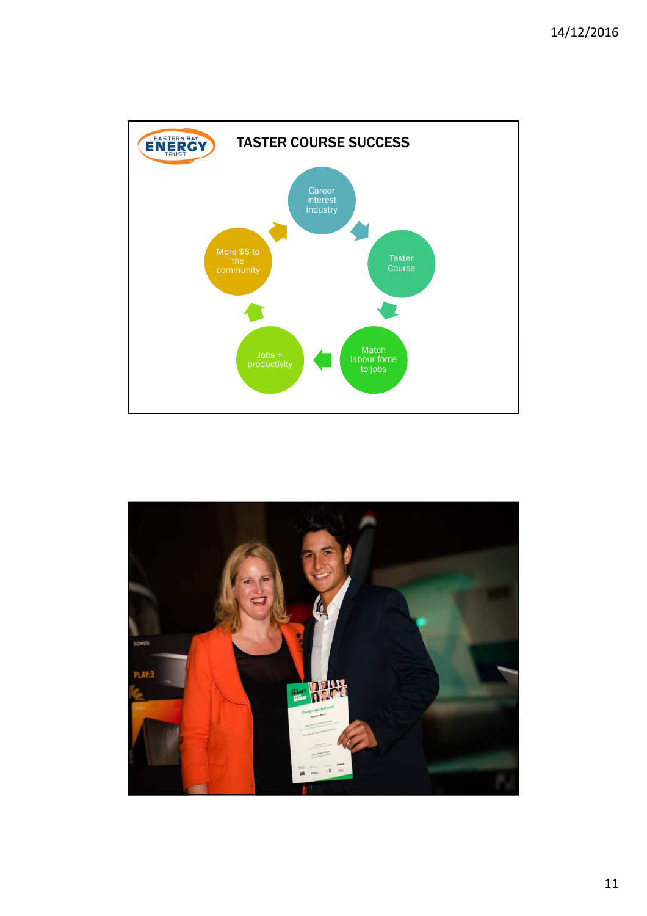# TASTER COURSE SUCCESS

- Career interest industry
- Taster Course
- Match labour force to jobs
- Jobs + productivity
- More $$ to the community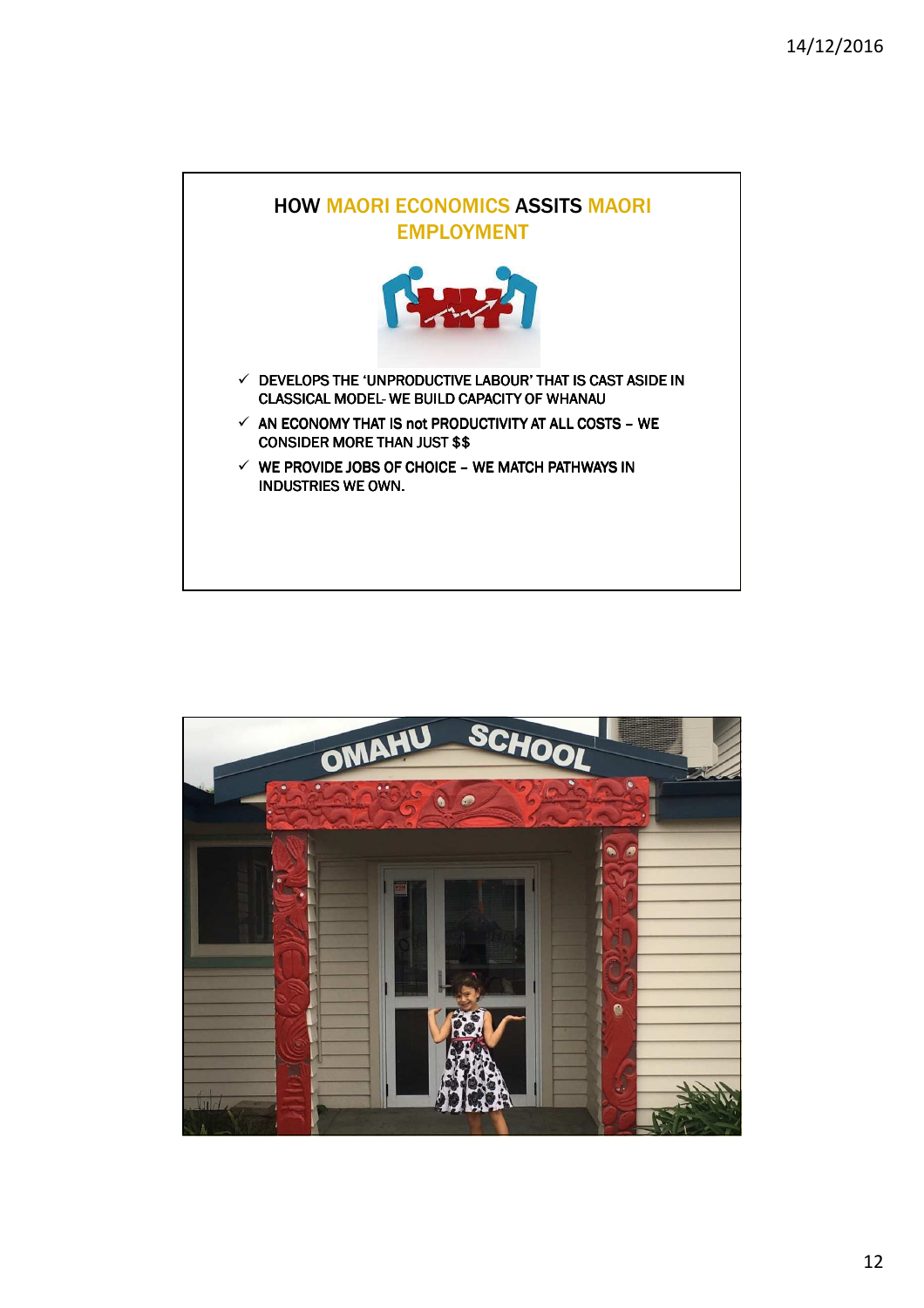## HOW MAORI ECONOMICS ASSITS MAORI EMPLOYMENT

- ✓ DEVELOPS THE 'UNPRODUCTIVE LABOUR' THAT IS CAST ASIDE IN CLASSICAL MODEL- WE BUILD CAPACITY OF WHANAU
- ✓ AN ECONOMY THAT IS not PRODUCTIVITY AT ALL COSTS – WE CONSIDER MORE THAN JUST $$
- ✓ WE PROVIDE JOBS OF CHOICE – WE MATCH PATHWAYS IN INDUSTRIES WE OWN.